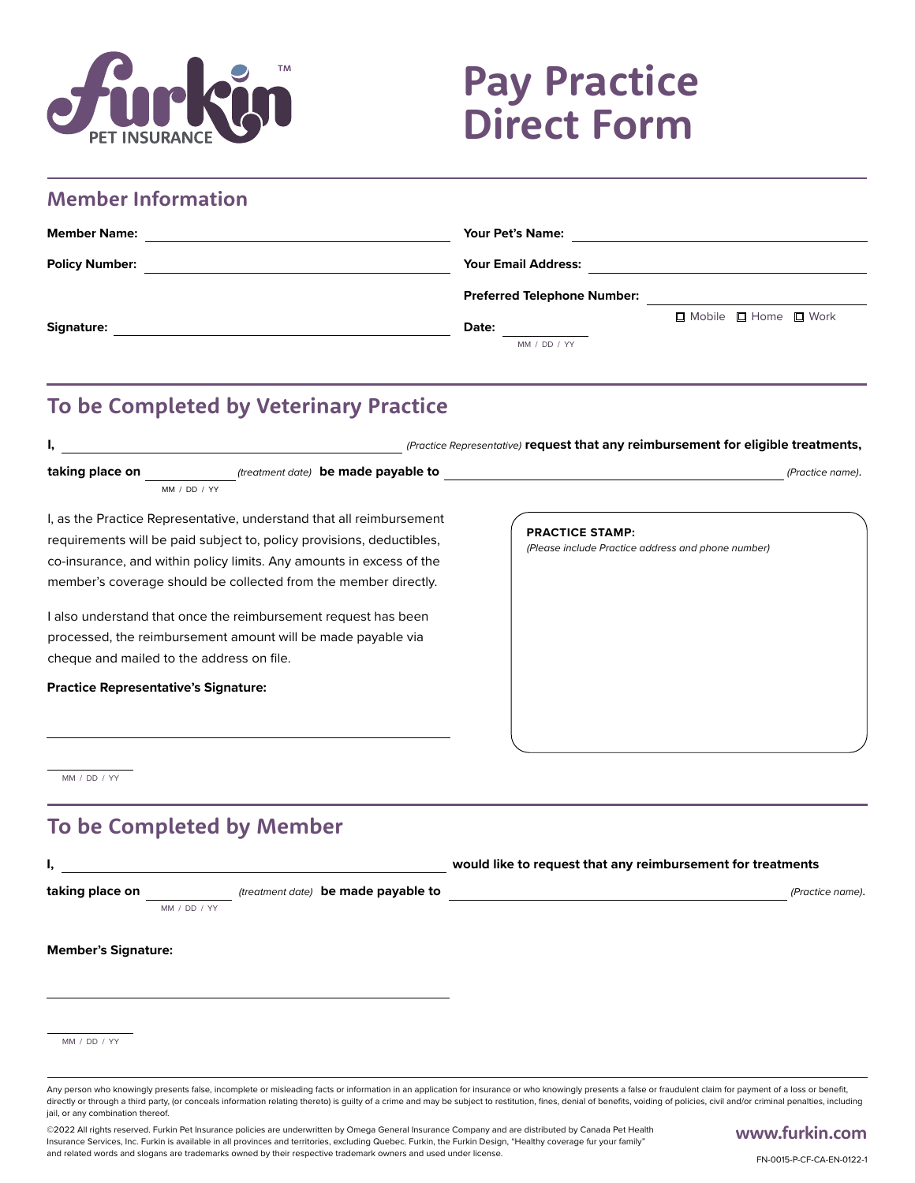Furkin™ PET INSURANCE

# Pay Practice Direct Form

## Member Information

**Member Name:** ______________________

**Your Pet's Name:** ______________________

**Policy Number:** ______________________

**Your Email Address:** ______________________

**Preferred Telephone Number:** ______________________

☐ Mobile ☐ Home ☐ Work

**Signature:** ______________________

**Date:** __________
MM / DD / YY

## To be Completed by Veterinary Practice

**I,** ______________________ *(Practice Representative)* **request that any reimbursement for eligible treatments, taking place on** __________ *(treatment date)* **be made payable to** ______________________ *(Practice name)*.

MM / DD / YY

I, as the Practice Representative, understand that all reimbursement requirements will be paid subject to, policy provisions, deductibles, co-insurance, and within policy limits. Any amounts in excess of the member's coverage should be collected from the member directly.

I also understand that once the reimbursement request has been processed, the reimbursement amount will be made payable via cheque and mailed to the address on file.

**Practice Representative's Signature:**

______________________

__________
MM / DD / YY

**PRACTICE STAMP:**
*(Please include Practice address and phone number)*

## To be Completed by Member

**I,** ______________________ **would like to request that any reimbursement for treatments taking place on** __________ *(treatment date)* **be made payable to** ______________________ *(Practice name)*.

MM / DD / YY

**Member's Signature:**

______________________

__________
MM / DD / YY

Any person who knowingly presents false, incomplete or misleading facts or information in an application for insurance or who knowingly presents a false or fraudulent claim for payment of a loss or benefit, directly or through a third party, (or conceals information relating thereto) is guilty of a crime and may be subject to restitution, fines, denial of benefits, voiding of policies, civil and/or criminal penalties, including jail, or any combination thereof.

©2022 All rights reserved. Furkin Pet Insurance policies are underwritten by Omega General Insurance Company and are distributed by Canada Pet Health Insurance Services, Inc. Furkin is available in all provinces and territories, excluding Quebec. Furkin, the Furkin Design, "Healthy coverage fur your family" and related words and slogans are trademarks owned by their respective trademark owners and used under license.

www.furkin.com

FN-0015-P-CF-CA-EN-0122-1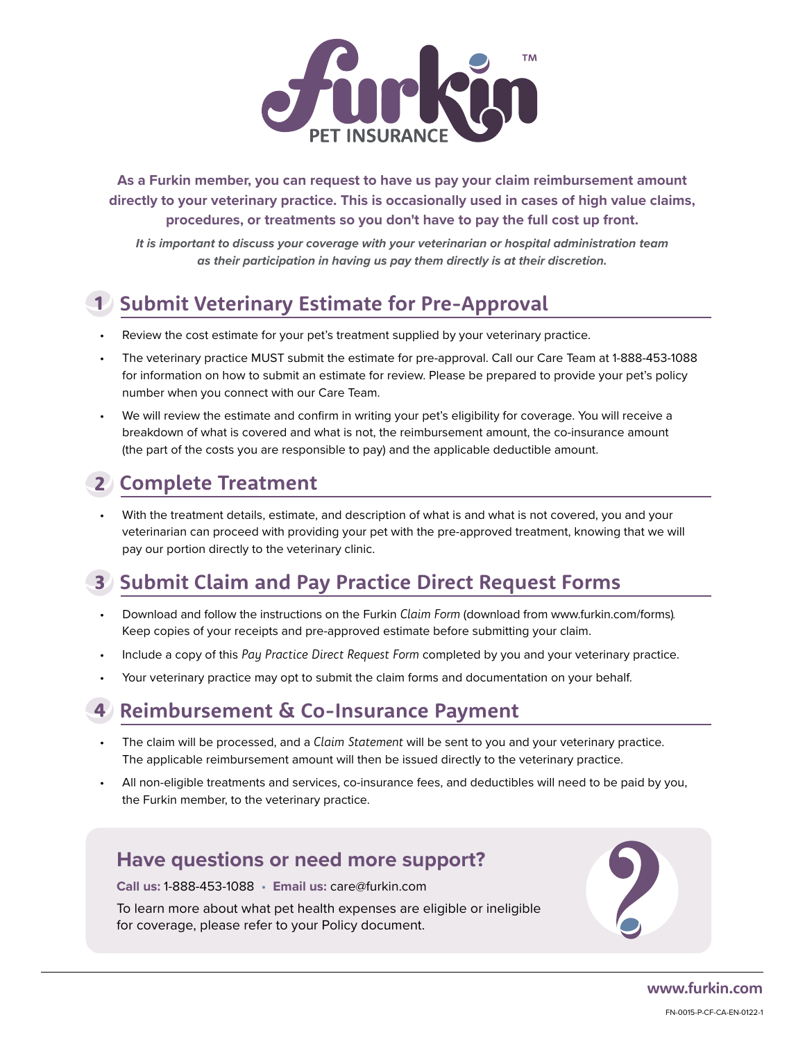# Furkin™ PET INSURANCE

**As a Furkin member, you can request to have us pay your claim reimbursement amount directly to your veterinary practice. This is occasionally used in cases of high value claims, procedures, or treatments so you don't have to pay the full cost up front.**

***It is important to discuss your coverage with your veterinarian or hospital administration team as their participation in having us pay them directly is at their discretion.***

## 1 Submit Veterinary Estimate for Pre-Approval

- Review the cost estimate for your pet's treatment supplied by your veterinary practice.
- The veterinary practice MUST submit the estimate for pre-approval. Call our Care Team at 1-888-453-1088 for information on how to submit an estimate for review. Please be prepared to provide your pet's policy number when you connect with our Care Team.
- We will review the estimate and confirm in writing your pet's eligibility for coverage. You will receive a breakdown of what is covered and what is not, the reimbursement amount, the co-insurance amount (the part of the costs you are responsible to pay) and the applicable deductible amount.

## 2 Complete Treatment

- With the treatment details, estimate, and description of what is and what is not covered, you and your veterinarian can proceed with providing your pet with the pre-approved treatment, knowing that we will pay our portion directly to the veterinary clinic.

## 3 Submit Claim and Pay Practice Direct Request Forms

- Download and follow the instructions on the Furkin *Claim Form* (download from www.furkin.com/forms). Keep copies of your receipts and pre-approved estimate before submitting your claim.
- Include a copy of this *Pay Practice Direct Request Form* completed by you and your veterinary practice.
- Your veterinary practice may opt to submit the claim forms and documentation on your behalf.

## 4 Reimbursement & Co-Insurance Payment

- The claim will be processed, and a *Claim Statement* will be sent to you and your veterinary practice. The applicable reimbursement amount will then be issued directly to the veterinary practice.
- All non-eligible treatments and services, co-insurance fees, and deductibles will need to be paid by you, the Furkin member, to the veterinary practice.

## Have questions or need more support?

**Call us:** 1-888-453-1088 • **Email us:** care@furkin.com

To learn more about what pet health expenses are eligible or ineligible for coverage, please refer to your Policy document.

**www.furkin.com**

FN-0015-P-CF-CA-EN-0122-1